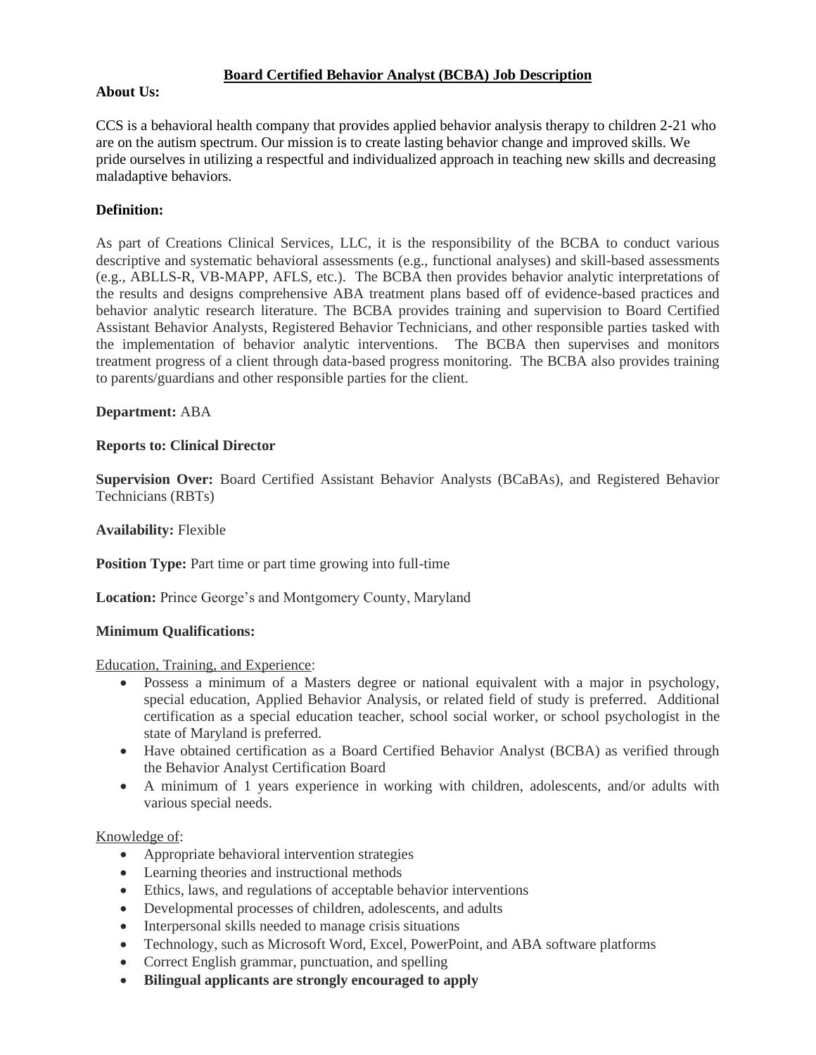# Board Certified Behavior Analyst (BCBA) Job Description

**About Us:**

CCS is a behavioral health company that provides applied behavior analysis therapy to children 2-21 who are on the autism spectrum. Our mission is to create lasting behavior change and improved skills. We pride ourselves in utilizing a respectful and individualized approach in teaching new skills and decreasing maladaptive behaviors.

**Definition:**

As part of Creations Clinical Services, LLC, it is the responsibility of the BCBA to conduct various descriptive and systematic behavioral assessments (e.g., functional analyses) and skill-based assessments (e.g., ABLLS-R, VB-MAPP, AFLS, etc.). The BCBA then provides behavior analytic interpretations of the results and designs comprehensive ABA treatment plans based off of evidence-based practices and behavior analytic research literature. The BCBA provides training and supervision to Board Certified Assistant Behavior Analysts, Registered Behavior Technicians, and other responsible parties tasked with the implementation of behavior analytic interventions. The BCBA then supervises and monitors treatment progress of a client through data-based progress monitoring. The BCBA also provides training to parents/guardians and other responsible parties for the client.

**Department:** ABA

**Reports to: Clinical Director**

**Supervision Over:** Board Certified Assistant Behavior Analysts (BCaBAs), and Registered Behavior Technicians (RBTs)

**Availability:** Flexible

**Position Type:** Part time or part time growing into full-time

**Location:** Prince George's and Montgomery County, Maryland

**Minimum Qualifications:**

Education, Training, and Experience:

- Possess a minimum of a Masters degree or national equivalent with a major in psychology, special education, Applied Behavior Analysis, or related field of study is preferred. Additional certification as a special education teacher, school social worker, or school psychologist in the state of Maryland is preferred.
- Have obtained certification as a Board Certified Behavior Analyst (BCBA) as verified through the Behavior Analyst Certification Board
- A minimum of 1 years experience in working with children, adolescents, and/or adults with various special needs.

Knowledge of:

- Appropriate behavioral intervention strategies
- Learning theories and instructional methods
- Ethics, laws, and regulations of acceptable behavior interventions
- Developmental processes of children, adolescents, and adults
- Interpersonal skills needed to manage crisis situations
- Technology, such as Microsoft Word, Excel, PowerPoint, and ABA software platforms
- Correct English grammar, punctuation, and spelling
- **Bilingual applicants are strongly encouraged to apply**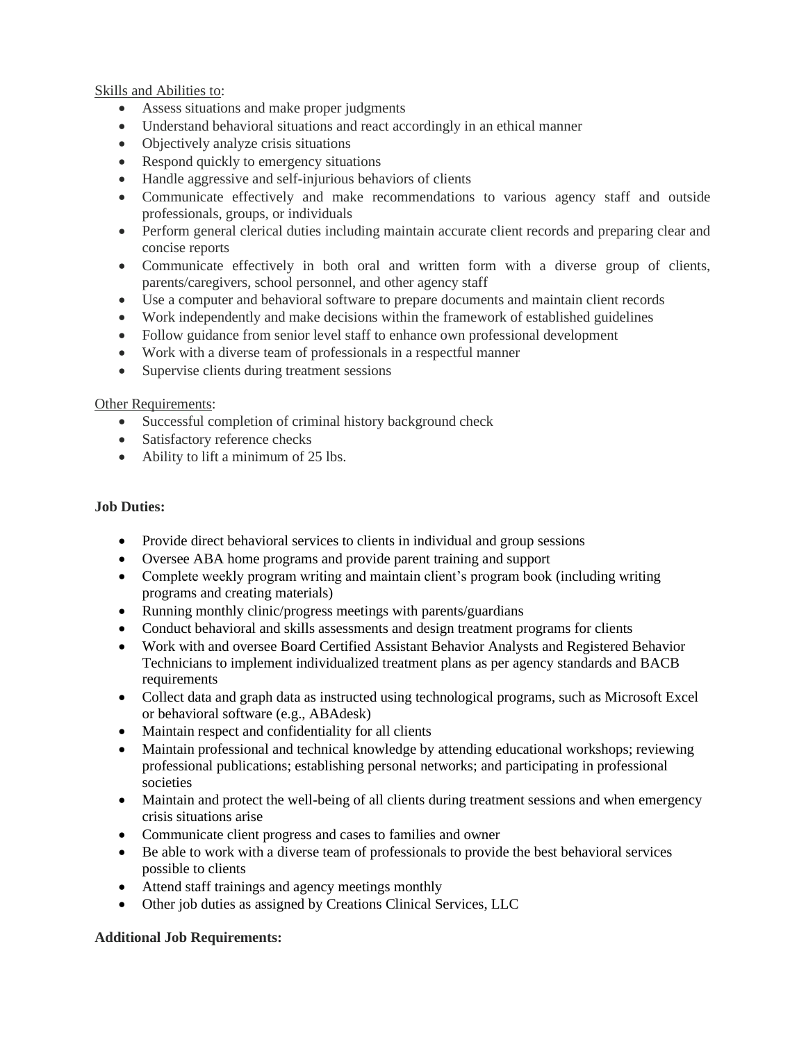Skills and Abilities to:

- Assess situations and make proper judgments
- Understand behavioral situations and react accordingly in an ethical manner
- Objectively analyze crisis situations
- Respond quickly to emergency situations
- Handle aggressive and self-injurious behaviors of clients
- Communicate effectively and make recommendations to various agency staff and outside professionals, groups, or individuals
- Perform general clerical duties including maintain accurate client records and preparing clear and concise reports
- Communicate effectively in both oral and written form with a diverse group of clients, parents/caregivers, school personnel, and other agency staff
- Use a computer and behavioral software to prepare documents and maintain client records
- Work independently and make decisions within the framework of established guidelines
- Follow guidance from senior level staff to enhance own professional development
- Work with a diverse team of professionals in a respectful manner
- Supervise clients during treatment sessions

Other Requirements:

- Successful completion of criminal history background check
- Satisfactory reference checks
- Ability to lift a minimum of 25 lbs.

**Job Duties:**

- Provide direct behavioral services to clients in individual and group sessions
- Oversee ABA home programs and provide parent training and support
- Complete weekly program writing and maintain client's program book (including writing programs and creating materials)
- Running monthly clinic/progress meetings with parents/guardians
- Conduct behavioral and skills assessments and design treatment programs for clients
- Work with and oversee Board Certified Assistant Behavior Analysts and Registered Behavior Technicians to implement individualized treatment plans as per agency standards and BACB requirements
- Collect data and graph data as instructed using technological programs, such as Microsoft Excel or behavioral software (e.g., ABAdesk)
- Maintain respect and confidentiality for all clients
- Maintain professional and technical knowledge by attending educational workshops; reviewing professional publications; establishing personal networks; and participating in professional societies
- Maintain and protect the well-being of all clients during treatment sessions and when emergency crisis situations arise
- Communicate client progress and cases to families and owner
- Be able to work with a diverse team of professionals to provide the best behavioral services possible to clients
- Attend staff trainings and agency meetings monthly
- Other job duties as assigned by Creations Clinical Services, LLC

**Additional Job Requirements:**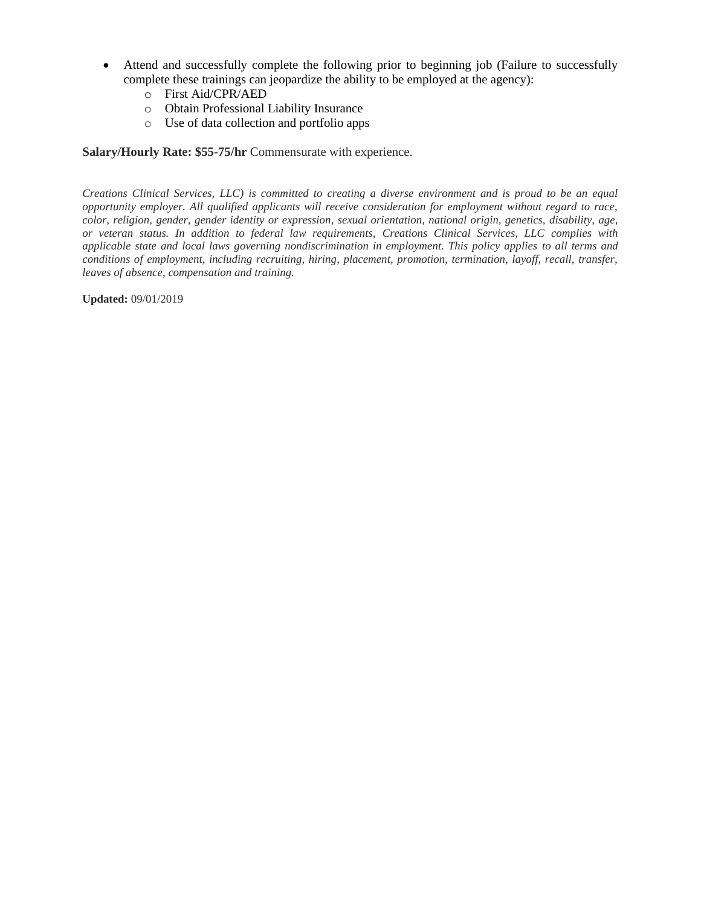- Attend and successfully complete the following prior to beginning job (Failure to successfully complete these trainings can jeopardize the ability to be employed at the agency):
    - First Aid/CPR/AED
    - Obtain Professional Liability Insurance
    - Use of data collection and portfolio apps

**Salary/Hourly Rate: $55-75/hr** Commensurate with experience.

*Creations Clinical Services, LLC) is committed to creating a diverse environment and is proud to be an equal opportunity employer. All qualified applicants will receive consideration for employment without regard to race, color, religion, gender, gender identity or expression, sexual orientation, national origin, genetics, disability, age, or veteran status. In addition to federal law requirements, Creations Clinical Services, LLC complies with applicable state and local laws governing nondiscrimination in employment. This policy applies to all terms and conditions of employment, including recruiting, hiring, placement, promotion, termination, layoff, recall, transfer, leaves of absence, compensation and training.*

**Updated:** 09/01/2019